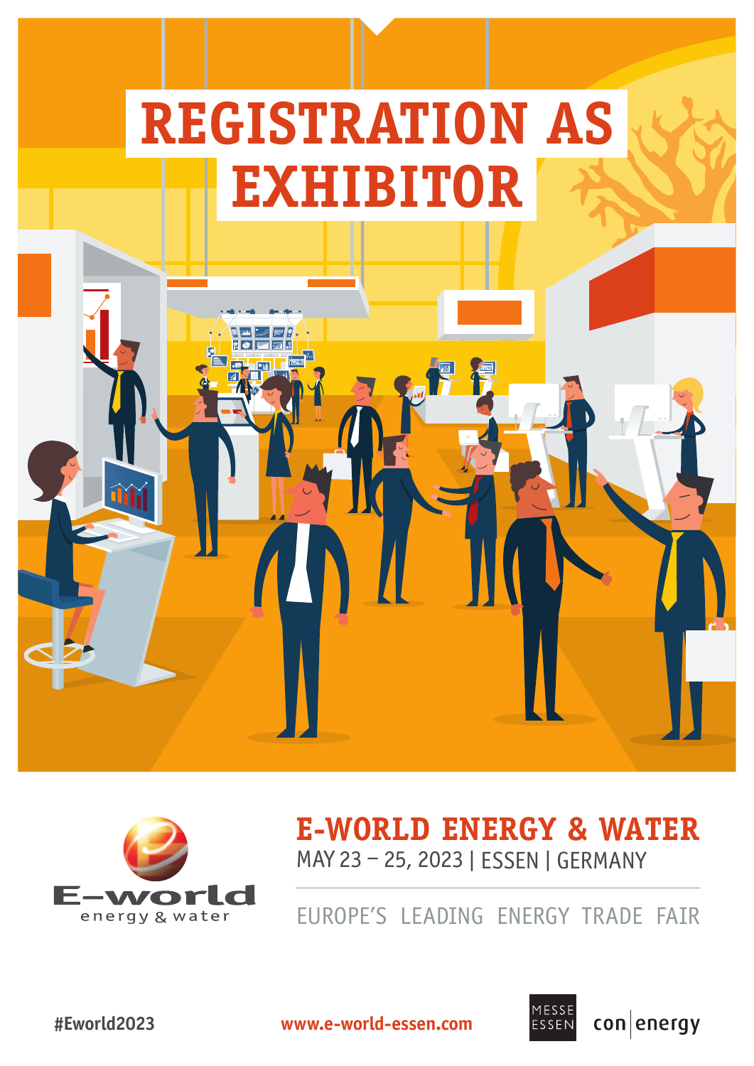# REGISTRATION AS EXHIBITOR

E-world energy & water

## E-WORLD ENERGY & WATER

MAY 23 – 25, 2023 | ESSEN | GERMANY

EUROPE'S LEADING ENERGY TRADE FAIR

#Eworld2023

www.e-world-essen.com

MESSE ESSEN

con|energy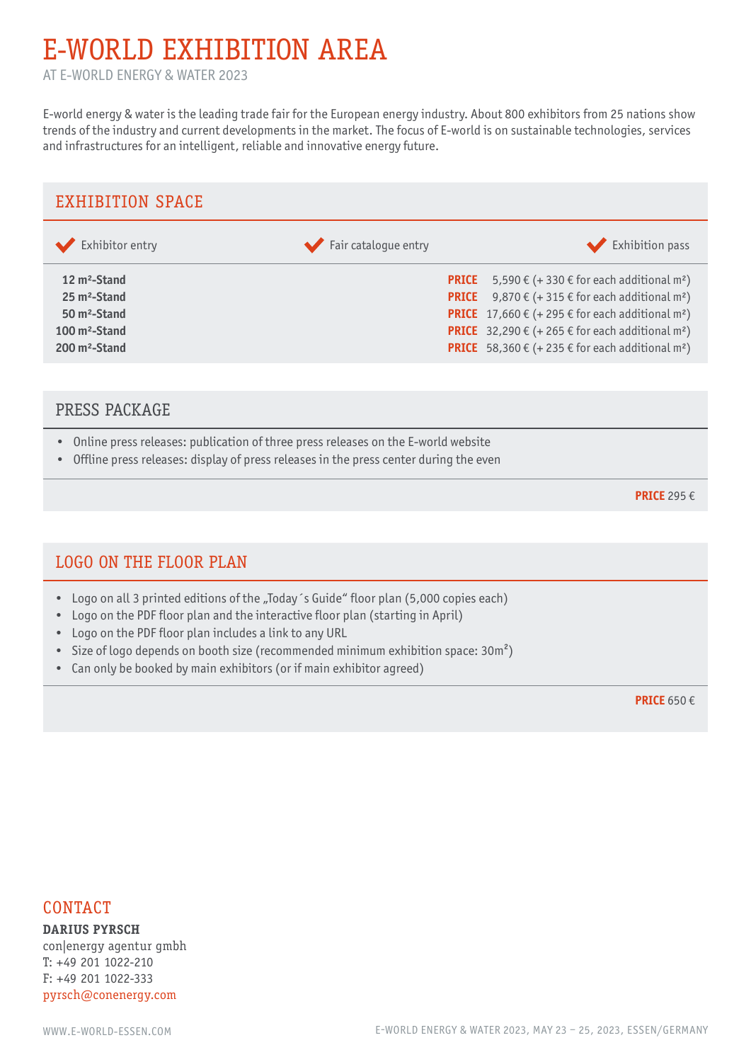# E-WORLD EXHIBITION AREA

AT E-WORLD ENERGY & WATER 2023

E-world energy & water is the leading trade fair for the European energy industry. About 800 exhibitors from 25 nations show trends of the industry and current developments in the market. The focus of E-world is on sustainable technologies, services and infrastructures for an intelligent, reliable and innovative energy future.

## EXHIBITION SPACE

✔ Exhibitor entry ✔ Fair catalogue entry ✔ Exhibition pass

| Stand | Price |
|---|---|
| **12 m²-Stand** | **PRICE** 5,590 € (+ 330 € for each additional m²) |
| **25 m²-Stand** | **PRICE** 9,870 € (+ 315 € for each additional m²) |
| **50 m²-Stand** | **PRICE** 17,660 € (+ 295 € for each additional m²) |
| **100 m²-Stand** | **PRICE** 32,290 € (+ 265 € for each additional m²) |
| **200 m²-Stand** | **PRICE** 58,360 € (+ 235 € for each additional m²) |

## PRESS PACKAGE

- Online press releases: publication of three press releases on the E-world website
- Offline press releases: display of press releases in the press center during the even

**PRICE** 295 €

## LOGO ON THE FLOOR PLAN

- Logo on all 3 printed editions of the „Today´s Guide" floor plan (5,000 copies each)
- Logo on the PDF floor plan and the interactive floor plan (starting in April)
- Logo on the PDF floor plan includes a link to any URL
- Size of logo depends on booth size (recommended minimum exhibition space: 30m²)
- Can only be booked by main exhibitors (or if main exhibitor agreed)

**PRICE** 650 €

## CONTACT

**DARIUS PYRSCH**
con|energy agentur gmbh
T: +49 201 1022-210
F: +49 201 1022-333
pyrsch@conenergy.com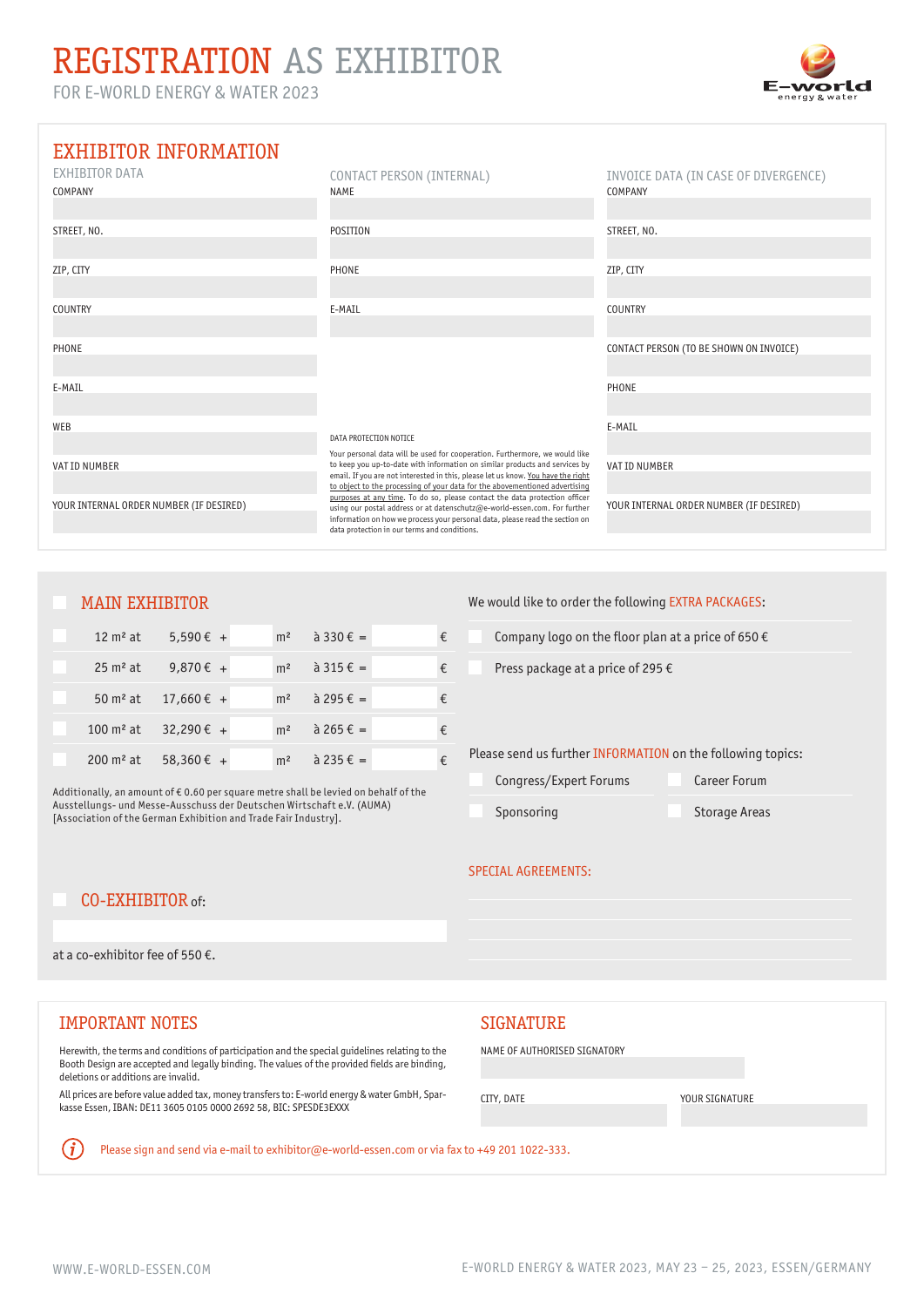# REGISTRATION AS EXHIBITOR

FOR E-WORLD ENERGY & WATER 2023

## EXHIBITOR INFORMATION

### EXHIBITOR DATA

COMPANY

STREET, NO.

ZIP, CITY

COUNTRY

PHONE

E-MAIL

WEB

VAT ID NUMBER

YOUR INTERNAL ORDER NUMBER (IF DESIRED)

### CONTACT PERSON (INTERNAL)

NAME

POSITION

PHONE

E-MAIL

DATA PROTECTION NOTICE

Your personal data will be used for cooperation. Furthermore, we would like to keep you up-to-date with information on similar products and services by email. If you are not interested in this, please let us know. You have the right to object to the processing of your data for the abovementioned advertising purposes at any time. To do so, please contact the data protection officer using our postal address or at datenschutz@e-world-essen.com. For further information on how we process your personal data, please read the section on data protection in our terms and conditions.

### INVOICE DATA (IN CASE OF DIVERGENCE)

COMPANY

STREET, NO.

ZIP, CITY

COUNTRY

CONTACT PERSON (TO BE SHOWN ON INVOICE)

PHONE

E-MAIL

VAT ID NUMBER

YOUR INTERNAL ORDER NUMBER (IF DESIRED)

## MAIN EXHIBITOR

| | | | | | | | |
|---|---|---|---|---|---|---|---|
| ☐ | 12 m² at | 5,590 € | + | m² | à 330 € | = | € |
| ☐ | 25 m² at | 9,870 € | + | m² | à 315 € | = | € |
| ☐ | 50 m² at | 17,660 € | + | m² | à 295 € | = | € |
| ☐ | 100 m² at | 32,290 € | + | m² | à 265 € | = | € |
| ☐ | 200 m² at | 58,360 € | + | m² | à 235 € | = | € |

Additionally, an amount of € 0.60 per square metre shall be levied on behalf of the Ausstellungs- und Messe-Ausschuss der Deutschen Wirtschaft e.V. (AUMA) [Association of the German Exhibition and Trade Fair Industry].

## CO-EXHIBITOR of:

at a co-exhibitor fee of 550 €.

We would like to order the following EXTRA PACKAGES:

- ☐ Company logo on the floor plan at a price of 650 €
- ☐ Press package at a price of 295 €

Please send us further INFORMATION on the following topics:

- ☐ Congress/Expert Forums
- ☐ Career Forum
- ☐ Sponsoring
- ☐ Storage Areas

SPECIAL AGREEMENTS:

## IMPORTANT NOTES

Herewith, the terms and conditions of participation and the special guidelines relating to the Booth Design are accepted and legally binding. The values of the provided fields are binding, deletions or additions are invalid.

All prices are before value added tax, money transfers to: E-world energy & water GmbH, Sparkasse Essen, IBAN: DE11 3605 0105 0000 2692 58, BIC: SPESDE3EXXX

## SIGNATURE

NAME OF AUTHORISED SIGNATORY

CITY, DATE

YOUR SIGNATURE

Please sign and send via e-mail to exhibitor@e-world-essen.com or via fax to +49 201 1022-333.

WWW.E-WORLD-ESSEN.COM

E-WORLD ENERGY & WATER 2023, MAY 23 – 25, 2023, ESSEN/GERMANY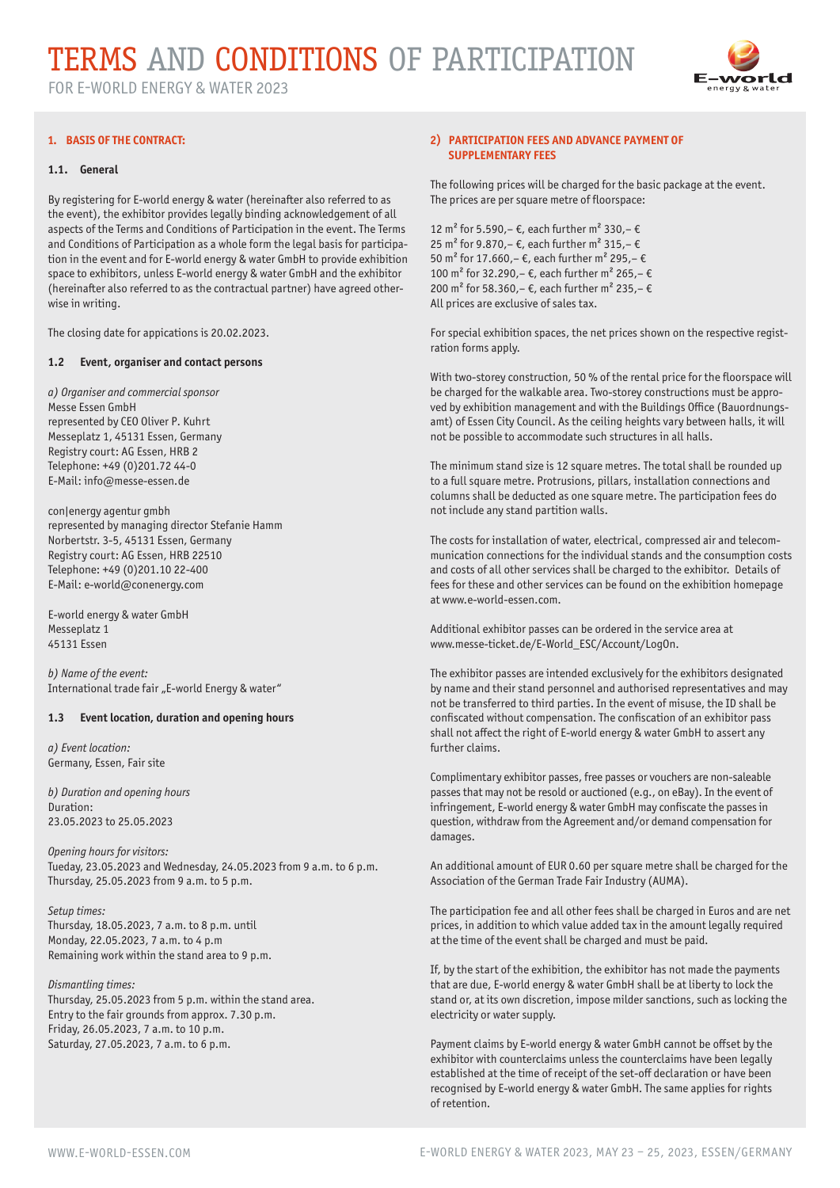# TERMS AND CONDITIONS OF PARTICIPATION

FOR E-WORLD ENERGY & WATER 2023

### 1. BASIS OF THE CONTRACT:

#### 1.1. General

By registering for E-world energy & water (hereinafter also referred to as the event), the exhibitor provides legally binding acknowledgement of all aspects of the Terms and Conditions of Participation in the event. The Terms and Conditions of Participation as a whole form the legal basis for participation in the event and for E-world energy & water GmbH to provide exhibition space to exhibitors, unless E-world energy & water GmbH and the exhibitor (hereinafter also referred to as the contractual partner) have agreed otherwise in writing.

The closing date for appications is 20.02.2023.

#### 1.2 Event, organiser and contact persons

*a) Organiser and commercial sponsor*
Messe Essen GmbH
represented by CEO Oliver P. Kuhrt
Messeplatz 1, 45131 Essen, Germany
Registry court: AG Essen, HRB 2
Telephone: +49 (0)201.72 44-0
E-Mail: info@messe-essen.de

con|energy agentur gmbh
represented by managing director Stefanie Hamm
Norbertstr. 3-5, 45131 Essen, Germany
Registry court: AG Essen, HRB 22510
Telephone: +49 (0)201.10 22-400
E-Mail: e-world@conenergy.com

E-world energy & water GmbH
Messeplatz 1
45131 Essen

*b) Name of the event:*
International trade fair „E-world Energy & water"

#### 1.3 Event location, duration and opening hours

*a) Event location:*
Germany, Essen, Fair site

*b) Duration and opening hours*
Duration:
23.05.2023 to 25.05.2023

*Opening hours for visitors:*
Tueday, 23.05.2023 and Wednesday, 24.05.2023 from 9 a.m. to 6 p.m.
Thursday, 25.05.2023 from 9 a.m. to 5 p.m.

*Setup times:*
Thursday, 18.05.2023, 7 a.m. to 8 p.m. until
Monday, 22.05.2023, 7 a.m. to 4 p.m
Remaining work within the stand area to 9 p.m.

*Dismantling times:*
Thursday, 25.05.2023 from 5 p.m. within the stand area.
Entry to the fair grounds from approx. 7.30 p.m.
Friday, 26.05.2023, 7 a.m. to 10 p.m.
Saturday, 27.05.2023, 7 a.m. to 6 p.m.

### 2) PARTICIPATION FEES AND ADVANCE PAYMENT OF SUPPLEMENTARY FEES

The following prices will be charged for the basic package at the event. The prices are per square metre of floorspace:

12 m² for 5.590,– €, each further m² 330,– €
25 m² for 9.870,– €, each further m² 315,– €
50 m² for 17.660,– €, each further m² 295,– €
100 m² for 32.290,– €, each further m² 265,– €
200 m² for 58.360,– €, each further m² 235,– €
All prices are exclusive of sales tax.

For special exhibition spaces, the net prices shown on the respective registration forms apply.

With two-storey construction, 50 % of the rental price for the floorspace will be charged for the walkable area. Two-storey constructions must be approved by exhibition management and with the Buildings Office (Bauordnungsamt) of Essen City Council. As the ceiling heights vary between halls, it will not be possible to accommodate such structures in all halls.

The minimum stand size is 12 square metres. The total shall be rounded up to a full square metre. Protrusions, pillars, installation connections and columns shall be deducted as one square metre. The participation fees do not include any stand partition walls.

The costs for installation of water, electrical, compressed air and telecommunication connections for the individual stands and the consumption costs and costs of all other services shall be charged to the exhibitor. Details of fees for these and other services can be found on the exhibition homepage at www.e-world-essen.com.

Additional exhibitor passes can be ordered in the service area at www.messe-ticket.de/E-World_ESC/Account/LogOn.

The exhibitor passes are intended exclusively for the exhibitors designated by name and their stand personnel and authorised representatives and may not be transferred to third parties. In the event of misuse, the ID shall be confiscated without compensation. The confiscation of an exhibitor pass shall not affect the right of E-world energy & water GmbH to assert any further claims.

Complimentary exhibitor passes, free passes or vouchers are non-saleable passes that may not be resold or auctioned (e.g., on eBay). In the event of infringement, E-world energy & water GmbH may confiscate the passes in question, withdraw from the Agreement and/or demand compensation for damages.

An additional amount of EUR 0.60 per square metre shall be charged for the Association of the German Trade Fair Industry (AUMA).

The participation fee and all other fees shall be charged in Euros and are net prices, in addition to which value added tax in the amount legally required at the time of the event shall be charged and must be paid.

If, by the start of the exhibition, the exhibitor has not made the payments that are due, E-world energy & water GmbH shall be at liberty to lock the stand or, at its own discretion, impose milder sanctions, such as locking the electricity or water supply.

Payment claims by E-world energy & water GmbH cannot be offset by the exhibitor with counterclaims unless the counterclaims have been legally established at the time of receipt of the set-off declaration or have been recognised by E-world energy & water GmbH. The same applies for rights of retention.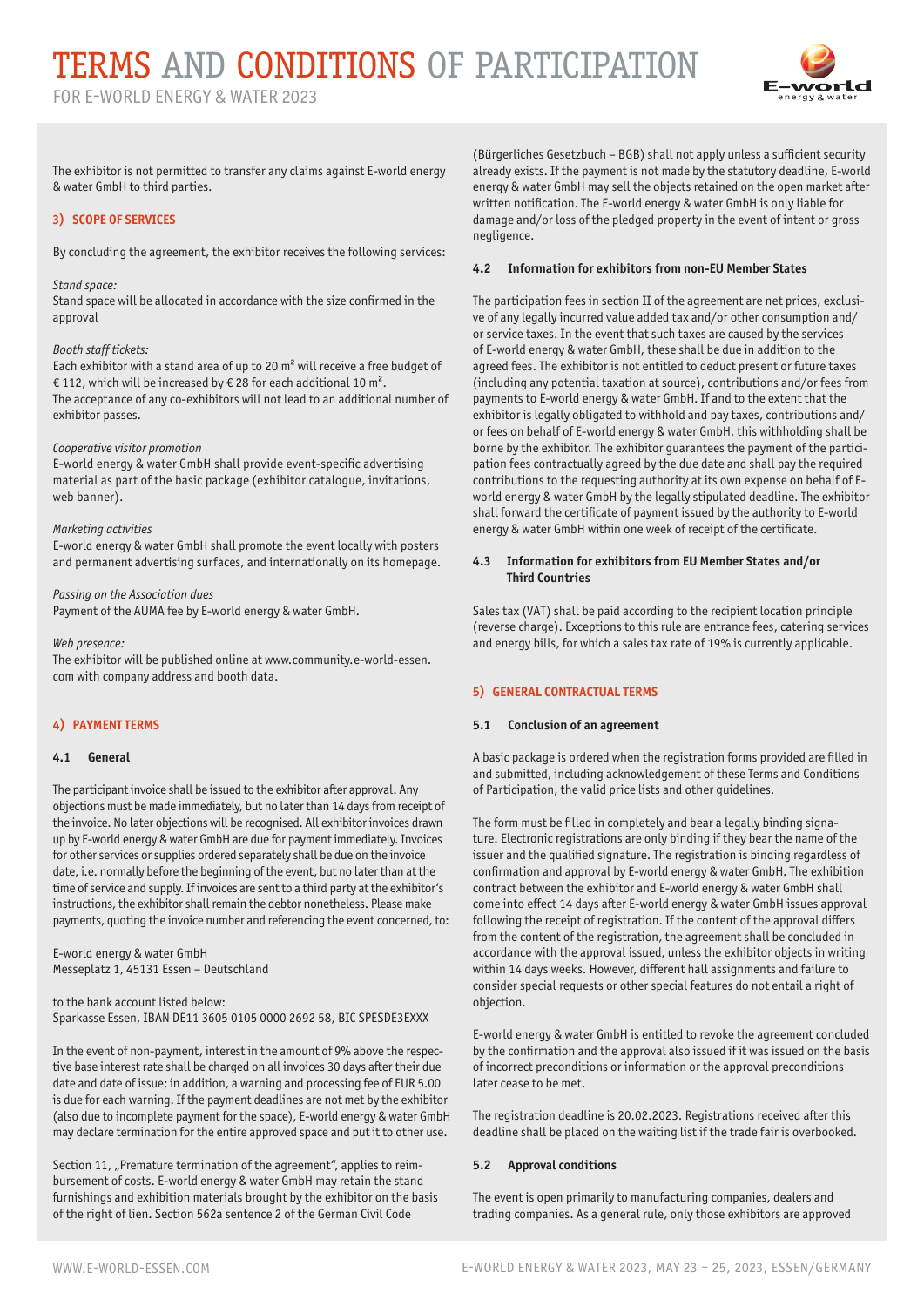The exhibitor is not permitted to transfer any claims against E-world energy & water GmbH to third parties.

## 3) SCOPE OF SERVICES

By concluding the agreement, the exhibitor receives the following services:

*Stand space:*
Stand space will be allocated in accordance with the size confirmed in the approval

*Booth staff tickets:*
Each exhibitor with a stand area of up to 20 m² will receive a free budget of € 112, which will be increased by € 28 for each additional 10 m².
The acceptance of any co-exhibitors will not lead to an additional number of exhibitor passes.

*Cooperative visitor promotion*
E-world energy & water GmbH shall provide event-specific advertising material as part of the basic package (exhibitor catalogue, invitations, web banner).

*Marketing activities*
E-world energy & water GmbH shall promote the event locally with posters and permanent advertising surfaces, and internationally on its homepage.

*Passing on the Association dues*
Payment of the AUMA fee by E-world energy & water GmbH.

*Web presence:*
The exhibitor will be published online at www.community.e-world-essen.com with company address and booth data.

## 4) PAYMENT TERMS

### 4.1 General

The participant invoice shall be issued to the exhibitor after approval. Any objections must be made immediately, but no later than 14 days from receipt of the invoice. No later objections will be recognised. All exhibitor invoices drawn up by E-world energy & water GmbH are due for payment immediately. Invoices for other services or supplies ordered separately shall be due on the invoice date, i.e. normally before the beginning of the event, but no later than at the time of service and supply. If invoices are sent to a third party at the exhibitor's instructions, the exhibitor shall remain the debtor nonetheless. Please make payments, quoting the invoice number and referencing the event concerned, to:

E-world energy & water GmbH
Messeplatz 1, 45131 Essen – Deutschland

to the bank account listed below:
Sparkasse Essen, IBAN DE11 3605 0105 0000 2692 58, BIC SPESDE3EXXX

In the event of non-payment, interest in the amount of 9% above the respective base interest rate shall be charged on all invoices 30 days after their due date and date of issue; in addition, a warning and processing fee of EUR 5.00 is due for each warning. If the payment deadlines are not met by the exhibitor (also due to incomplete payment for the space), E-world energy & water GmbH may declare termination for the entire approved space and put it to other use.

Section 11, „Premature termination of the agreement", applies to reimbursement of costs. E-world energy & water GmbH may retain the stand furnishings and exhibition materials brought by the exhibitor on the basis of the right of lien. Section 562a sentence 2 of the German Civil Code (Bürgerliches Gesetzbuch – BGB) shall not apply unless a sufficient security already exists. If the payment is not made by the statutory deadline, E-world energy & water GmbH may sell the objects retained on the open market after written notification. The E-world energy & water GmbH is only liable for damage and/or loss of the pledged property in the event of intent or gross negligence.

### 4.2 Information for exhibitors from non-EU Member States

The participation fees in section II of the agreement are net prices, exclusive of any legally incurred value added tax and/or other consumption and/or service taxes. In the event that such taxes are caused by the services of E-world energy & water GmbH, these shall be due in addition to the agreed fees. The exhibitor is not entitled to deduct present or future taxes (including any potential taxation at source), contributions and/or fees from payments to E-world energy & water GmbH. If and to the extent that the exhibitor is legally obligated to withhold and pay taxes, contributions and/or fees on behalf of E-world energy & water GmbH, this withholding shall be borne by the exhibitor. The exhibitor guarantees the payment of the participation fees contractually agreed by the due date and shall pay the required contributions to the requesting authority at its own expense on behalf of E-world energy & water GmbH by the legally stipulated deadline. The exhibitor shall forward the certificate of payment issued by the authority to E-world energy & water GmbH within one week of receipt of the certificate.

### 4.3 Information for exhibitors from EU Member States and/or Third Countries

Sales tax (VAT) shall be paid according to the recipient location principle (reverse charge). Exceptions to this rule are entrance fees, catering services and energy bills, for which a sales tax rate of 19% is currently applicable.

## 5) GENERAL CONTRACTUAL TERMS

### 5.1 Conclusion of an agreement

A basic package is ordered when the registration forms provided are filled in and submitted, including acknowledgement of these Terms and Conditions of Participation, the valid price lists and other guidelines.

The form must be filled in completely and bear a legally binding signature. Electronic registrations are only binding if they bear the name of the issuer and the qualified signature. The registration is binding regardless of confirmation and approval by E-world energy & water GmbH. The exhibition contract between the exhibitor and E-world energy & water GmbH shall come into effect 14 days after E-world energy & water GmbH issues approval following the receipt of registration. If the content of the approval differs from the content of the registration, the agreement shall be concluded in accordance with the approval issued, unless the exhibitor objects in writing within 14 days weeks. However, different hall assignments and failure to consider special requests or other special features do not entail a right of objection.

E-world energy & water GmbH is entitled to revoke the agreement concluded by the confirmation and the approval also issued if it was issued on the basis of incorrect preconditions or information or the approval preconditions later cease to be met.

The registration deadline is 20.02.2023. Registrations received after this deadline shall be placed on the waiting list if the trade fair is overbooked.

### 5.2 Approval conditions

The event is open primarily to manufacturing companies, dealers and trading companies. As a general rule, only those exhibitors are approved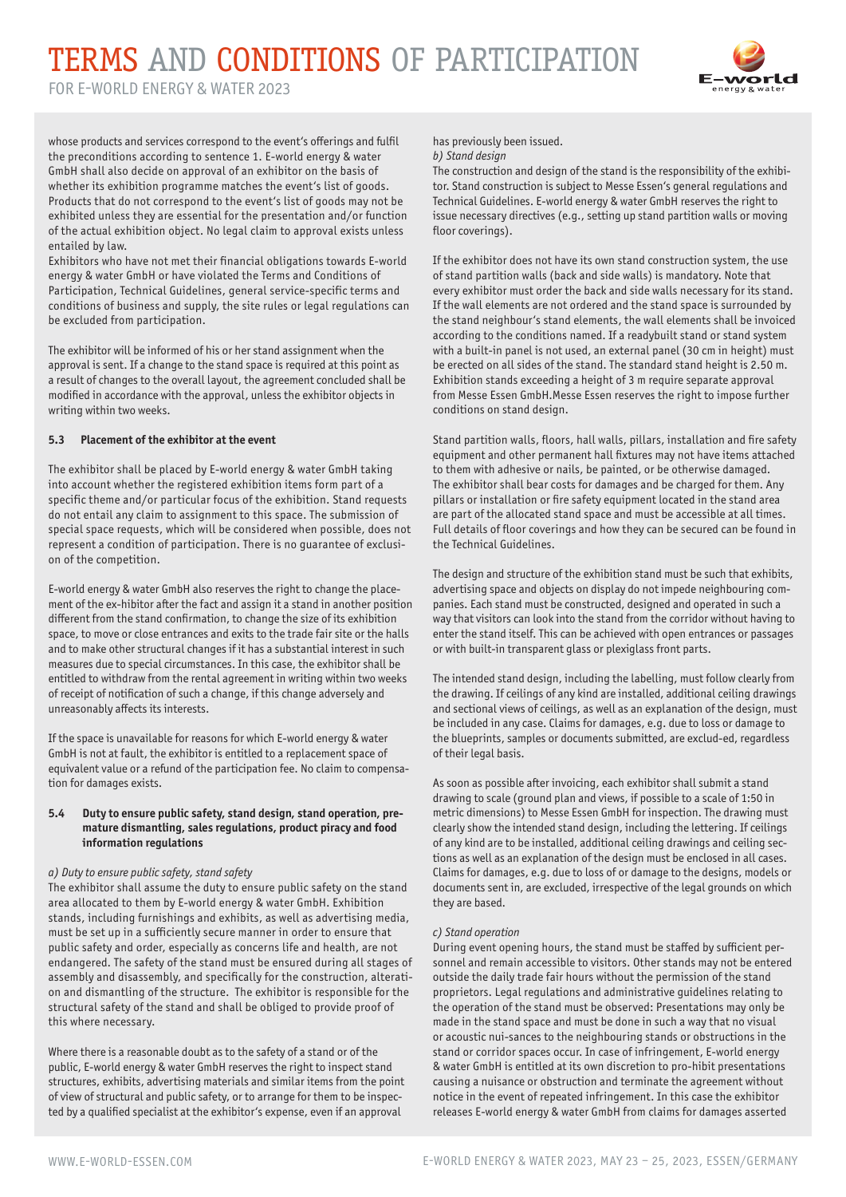whose products and services correspond to the event's offerings and fulfil the preconditions according to sentence 1. E-world energy & water GmbH shall also decide on approval of an exhibitor on the basis of whether its exhibition programme matches the event's list of goods. Products that do not correspond to the event's list of goods may not be exhibited unless they are essential for the presentation and/or function of the actual exhibition object. No legal claim to approval exists unless entailed by law.

Exhibitors who have not met their financial obligations towards E-world energy & water GmbH or have violated the Terms and Conditions of Participation, Technical Guidelines, general service-specific terms and conditions of business and supply, the site rules or legal regulations can be excluded from participation.

The exhibitor will be informed of his or her stand assignment when the approval is sent. If a change to the stand space is required at this point as a result of changes to the overall layout, the agreement concluded shall be modified in accordance with the approval, unless the exhibitor objects in writing within two weeks.

### 5.3 Placement of the exhibitor at the event

The exhibitor shall be placed by E-world energy & water GmbH taking into account whether the registered exhibition items form part of a specific theme and/or particular focus of the exhibition. Stand requests do not entail any claim to assignment to this space. The submission of special space requests, which will be considered when possible, does not represent a condition of participation. There is no guarantee of exclusion of the competition.

E-world energy & water GmbH also reserves the right to change the placement of the ex-hibitor after the fact and assign it a stand in another position different from the stand confirmation, to change the size of its exhibition space, to move or close entrances and exits to the trade fair site or the halls and to make other structural changes if it has a substantial interest in such measures due to special circumstances. In this case, the exhibitor shall be entitled to withdraw from the rental agreement in writing within two weeks of receipt of notification of such a change, if this change adversely and unreasonably affects its interests.

If the space is unavailable for reasons for which E-world energy & water GmbH is not at fault, the exhibitor is entitled to a replacement space of equivalent value or a refund of the participation fee. No claim to compensation for damages exists.

### 5.4 Duty to ensure public safety, stand design, stand operation, premature dismantling, sales regulations, product piracy and food information regulations

*a) Duty to ensure public safety, stand safety*

The exhibitor shall assume the duty to ensure public safety on the stand area allocated to them by E-world energy & water GmbH. Exhibition stands, including furnishings and exhibits, as well as advertising media, must be set up in a sufficiently secure manner in order to ensure that public safety and order, especially as concerns life and health, are not endangered. The safety of the stand must be ensured during all stages of assembly and disassembly, and specifically for the construction, alteration and dismantling of the structure. The exhibitor is responsible for the structural safety of the stand and shall be obliged to provide proof of this where necessary.

Where there is a reasonable doubt as to the safety of a stand or of the public, E-world energy & water GmbH reserves the right to inspect stand structures, exhibits, advertising materials and similar items from the point of view of structural and public safety, or to arrange for them to be inspected by a qualified specialist at the exhibitor's expense, even if an approval has previously been issued.

*b) Stand design*

The construction and design of the stand is the responsibility of the exhibitor. Stand construction is subject to Messe Essen's general regulations and Technical Guidelines. E-world energy & water GmbH reserves the right to issue necessary directives (e.g., setting up stand partition walls or moving floor coverings).

If the exhibitor does not have its own stand construction system, the use of stand partition walls (back and side walls) is mandatory. Note that every exhibitor must order the back and side walls necessary for its stand. If the wall elements are not ordered and the stand space is surrounded by the stand neighbour's stand elements, the wall elements shall be invoiced according to the conditions named. If a readybuilt stand or stand system with a built-in panel is not used, an external panel (30 cm in height) must be erected on all sides of the stand. The standard stand height is 2.50 m. Exhibition stands exceeding a height of 3 m require separate approval from Messe Essen GmbH.Messe Essen reserves the right to impose further conditions on stand design.

Stand partition walls, floors, hall walls, pillars, installation and fire safety equipment and other permanent hall fixtures may not have items attached to them with adhesive or nails, be painted, or be otherwise damaged. The exhibitor shall bear costs for damages and be charged for them. Any pillars or installation or fire safety equipment located in the stand area are part of the allocated stand space and must be accessible at all times. Full details of floor coverings and how they can be secured can be found in the Technical Guidelines.

The design and structure of the exhibition stand must be such that exhibits, advertising space and objects on display do not impede neighbouring companies. Each stand must be constructed, designed and operated in such a way that visitors can look into the stand from the corridor without having to enter the stand itself. This can be achieved with open entrances or passages or with built-in transparent glass or plexiglass front parts.

The intended stand design, including the labelling, must follow clearly from the drawing. If ceilings of any kind are installed, additional ceiling drawings and sectional views of ceilings, as well as an explanation of the design, must be included in any case. Claims for damages, e.g. due to loss or damage to the blueprints, samples or documents submitted, are exclud-ed, regardless of their legal basis.

As soon as possible after invoicing, each exhibitor shall submit a stand drawing to scale (ground plan and views, if possible to a scale of 1:50 in metric dimensions) to Messe Essen GmbH for inspection. The drawing must clearly show the intended stand design, including the lettering. If ceilings of any kind are to be installed, additional ceiling drawings and ceiling sections as well as an explanation of the design must be enclosed in all cases. Claims for damages, e.g. due to loss of or damage to the designs, models or documents sent in, are excluded, irrespective of the legal grounds on which they are based.

*c) Stand operation*

During event opening hours, the stand must be staffed by sufficient personnel and remain accessible to visitors. Other stands may not be entered outside the daily trade fair hours without the permission of the stand proprietors. Legal regulations and administrative guidelines relating to the operation of the stand must be observed: Presentations may only be made in the stand space and must be done in such a way that no visual or acoustic nui-sances to the neighbouring stands or obstructions in the stand or corridor spaces occur. In case of infringement, E-world energy & water GmbH is entitled at its own discretion to pro-hibit presentations causing a nuisance or obstruction and terminate the agreement without notice in the event of repeated infringement. In this case the exhibitor releases E-world energy & water GmbH from claims for damages asserted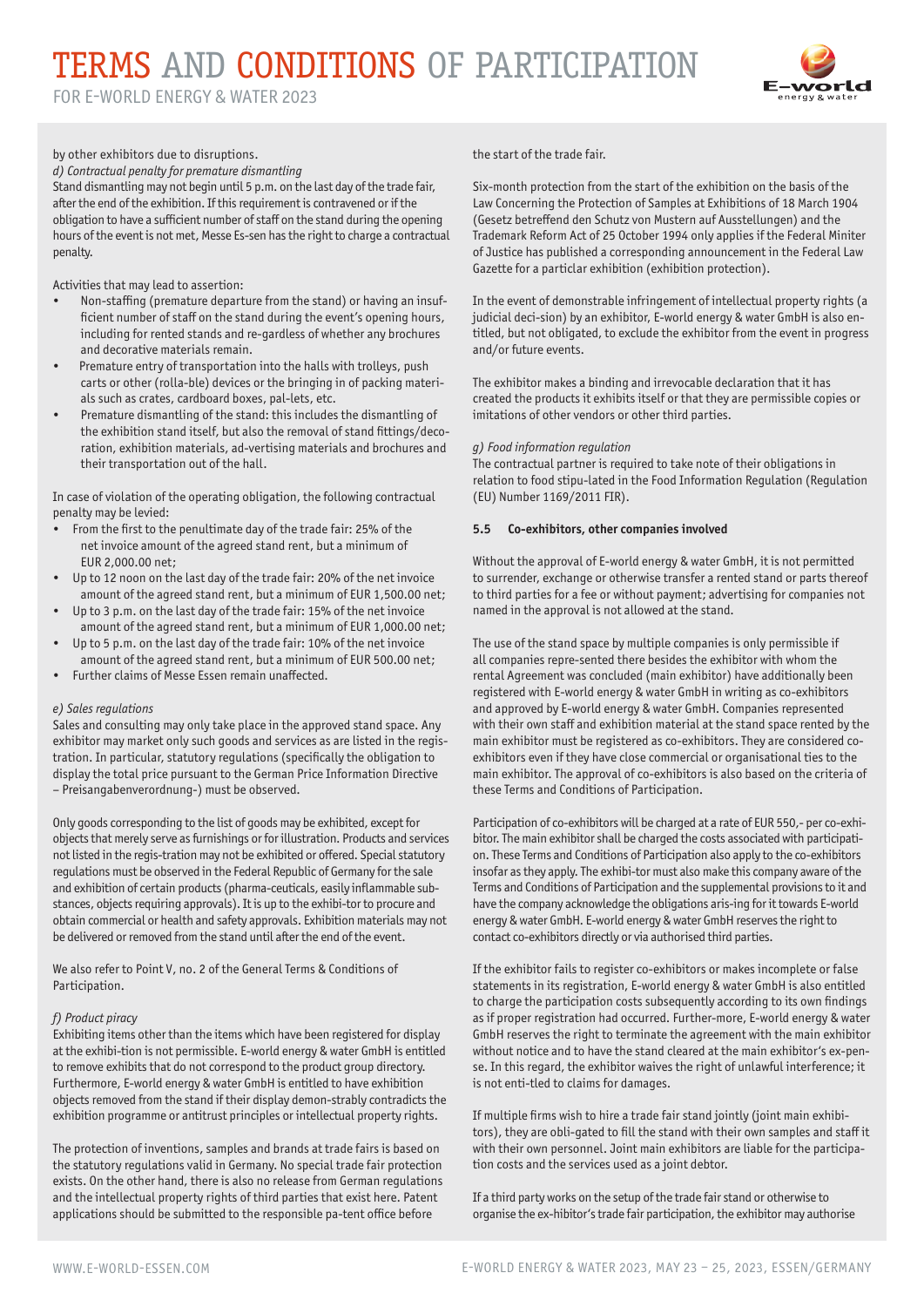by other exhibitors due to disruptions.

*d) Contractual penalty for premature dismantling*

Stand dismantling may not begin until 5 p.m. on the last day of the trade fair, after the end of the exhibition. If this requirement is contravened or if the obligation to have a sufficient number of staff on the stand during the opening hours of the event is not met, Messe Es-sen has the right to charge a contractual penalty.

Activities that may lead to assertion:

- Non-staffing (premature departure from the stand) or having an insuf-ficient number of staff on the stand during the event's opening hours, including for rented stands and re-gardless of whether any brochures and decorative materials remain.
- Premature entry of transportation into the halls with trolleys, push carts or other (rolla-ble) devices or the bringing in of packing materi-als such as crates, cardboard boxes, pal-lets, etc.
- Premature dismantling of the stand: this includes the dismantling of the exhibition stand itself, but also the removal of stand fittings/deco-ration, exhibition materials, ad-vertising materials and brochures and their transportation out of the hall.

In case of violation of the operating obligation, the following contractual penalty may be levied:

- From the first to the penultimate day of the trade fair: 25% of the net invoice amount of the agreed stand rent, but a minimum of EUR 2,000.00 net;
- Up to 12 noon on the last day of the trade fair: 20% of the net invoice amount of the agreed stand rent, but a minimum of EUR 1,500.00 net;
- Up to 3 p.m. on the last day of the trade fair: 15% of the net invoice amount of the agreed stand rent, but a minimum of EUR 1,000.00 net;
- Up to 5 p.m. on the last day of the trade fair: 10% of the net invoice amount of the agreed stand rent, but a minimum of EUR 500.00 net;
- Further claims of Messe Essen remain unaffected.

*e) Sales regulations*

Sales and consulting may only take place in the approved stand space. Any exhibitor may market only such goods and services as are listed in the regis-tration. In particular, statutory regulations (specifically the obligation to display the total price pursuant to the German Price Information Directive – Preisangabenverordnung-) must be observed.

Only goods corresponding to the list of goods may be exhibited, except for objects that merely serve as furnishings or for illustration. Products and services not listed in the regis-tration may not be exhibited or offered. Special statutory regulations must be observed in the Federal Republic of Germany for the sale and exhibition of certain products (pharma-ceuticals, easily inflammable sub-stances, objects requiring approvals). It is up to the exhibi-tor to procure and obtain commercial or health and safety approvals. Exhibition materials may not be delivered or removed from the stand until after the end of the event.

We also refer to Point V, no. 2 of the General Terms & Conditions of Participation.

*f) Product piracy*

Exhibiting items other than the items which have been registered for display at the exhibi-tion is not permissible. E-world energy & water GmbH is entitled to remove exhibits that do not correspond to the product group directory. Furthermore, E-world energy & water GmbH is entitled to have exhibition objects removed from the stand if their display demon-strably contradicts the exhibition programme or antitrust principles or intellectual property rights.

The protection of inventions, samples and brands at trade fairs is based on the statutory regulations valid in Germany. No special trade fair protection exists. On the other hand, there is also no release from German regulations and the intellectual property rights of third parties that exist here. Patent applications should be submitted to the responsible pa-tent office before the start of the trade fair.

Six-month protection from the start of the exhibition on the basis of the Law Concerning the Protection of Samples at Exhibitions of 18 March 1904 (Gesetz betreffend den Schutz von Mustern auf Ausstellungen) and the Trademark Reform Act of 25 October 1994 only applies if the Federal Miniter of Justice has published a corresponding announcement in the Federal Law Gazette for a particlar exhibition (exhibition protection).

In the event of demonstrable infringement of intellectual property rights (a judicial deci-sion) by an exhibitor, E-world energy & water GmbH is also en-titled, but not obligated, to exclude the exhibitor from the event in progress and/or future events.

The exhibitor makes a binding and irrevocable declaration that it has created the products it exhibits itself or that they are permissible copies or imitations of other vendors or other third parties.

*g) Food information regulation*

The contractual partner is required to take note of their obligations in relation to food stipu-lated in the Food Information Regulation (Regulation (EU) Number 1169/2011 FIR).

**5.5 Co-exhibitors, other companies involved**

Without the approval of E-world energy & water GmbH, it is not permitted to surrender, exchange or otherwise transfer a rented stand or parts thereof to third parties for a fee or without payment; advertising for companies not named in the approval is not allowed at the stand.

The use of the stand space by multiple companies is only permissible if all companies repre-sented there besides the exhibitor with whom the rental Agreement was concluded (main exhibitor) have additionally been registered with E-world energy & water GmbH in writing as co-exhibitors and approved by E-world energy & water GmbH. Companies represented with their own staff and exhibition material at the stand space rented by the main exhibitor must be registered as co-exhibitors. They are considered co-exhibitors even if they have close commercial or organisational ties to the main exhibitor. The approval of co-exhibitors is also based on the criteria of these Terms and Conditions of Participation.

Participation of co-exhibitors will be charged at a rate of EUR 550,- per co-exhi-bitor. The main exhibitor shall be charged the costs associated with participati-on. These Terms and Conditions of Participation also apply to the co-exhibitors insofar as they apply. The exhibi-tor must also make this company aware of the Terms and Conditions of Participation and the supplemental provisions to it and have the company acknowledge the obligations aris-ing for it towards E-world energy & water GmbH. E-world energy & water GmbH reserves the right to contact co-exhibitors directly or via authorised third parties.

If the exhibitor fails to register co-exhibitors or makes incomplete or false statements in its registration, E-world energy & water GmbH is also entitled to charge the participation costs subsequently according to its own findings as if proper registration had occurred. Further-more, E-world energy & water GmbH reserves the right to terminate the agreement with the main exhibitor without notice and to have the stand cleared at the main exhibitor's ex-pen-se. In this regard, the exhibitor waives the right of unlawful interference; it is not enti-tled to claims for damages.

If multiple firms wish to hire a trade fair stand jointly (joint main exhibi-tors), they are obli-gated to fill the stand with their own samples and staff it with their own personnel. Joint main exhibitors are liable for the participa-tion costs and the services used as a joint debtor.

If a third party works on the setup of the trade fair stand or otherwise to organise the ex-hibitor's trade fair participation, the exhibitor may authorise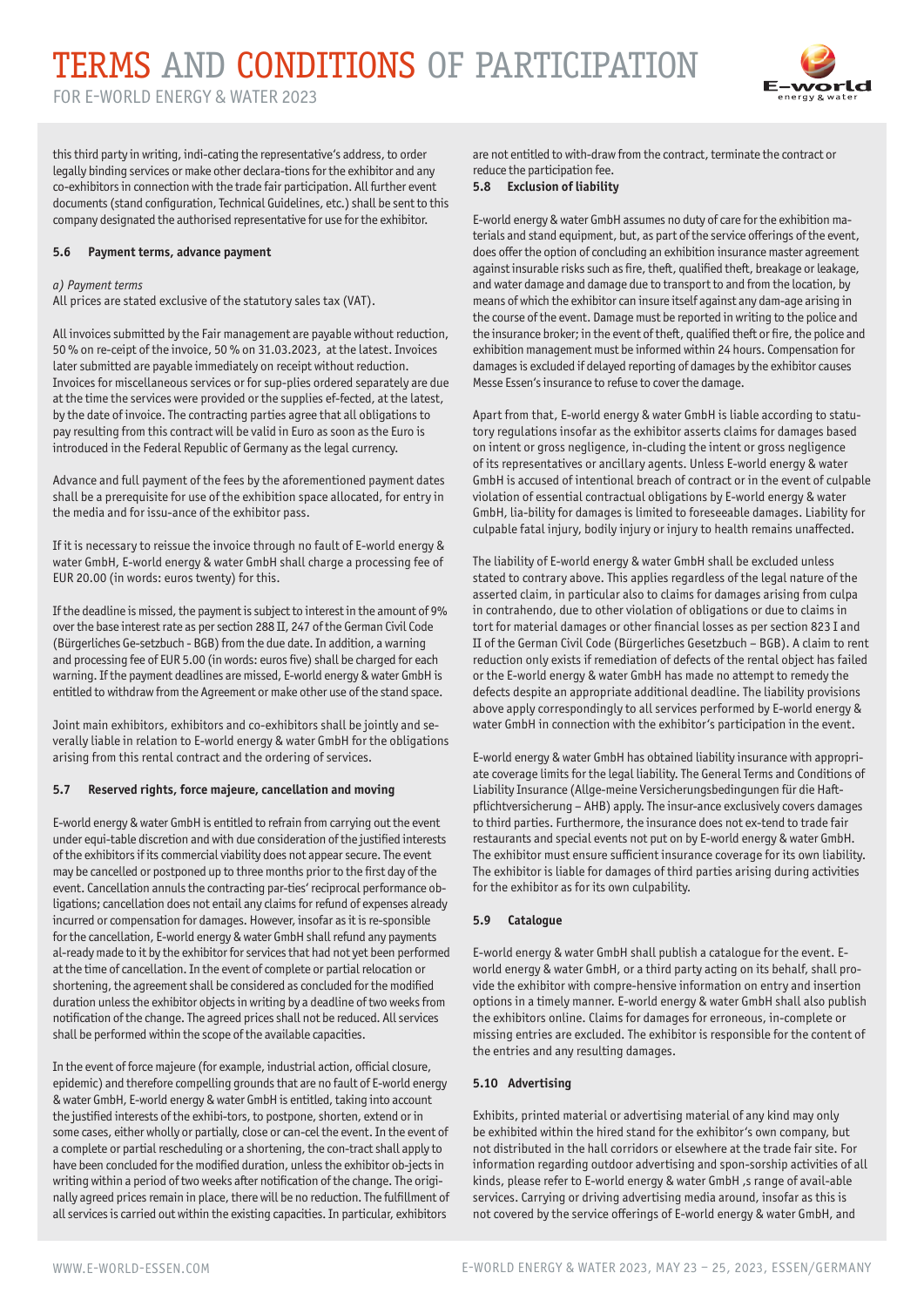this third party in writing, indi-cating the representative's address, to order legally binding services or make other declara-tions for the exhibitor and any co-exhibitors in connection with the trade fair participation. All further event documents (stand configuration, Technical Guidelines, etc.) shall be sent to this company designated the authorised representative for use for the exhibitor.

#### 5.6 Payment terms, advance payment

*a) Payment terms*

All prices are stated exclusive of the statutory sales tax (VAT).

All invoices submitted by the Fair management are payable without reduction, 50 % on re-ceipt of the invoice, 50 % on 31.03.2023, at the latest. Invoices later submitted are payable immediately on receipt without reduction. Invoices for miscellaneous services or for sup-plies ordered separately are due at the time the services were provided or the supplies ef-fected, at the latest, by the date of invoice. The contracting parties agree that all obligations to pay resulting from this contract will be valid in Euro as soon as the Euro is introduced in the Federal Republic of Germany as the legal currency.

Advance and full payment of the fees by the aforementioned payment dates shall be a prerequisite for use of the exhibition space allocated, for entry in the media and for issu-ance of the exhibitor pass.

If it is necessary to reissue the invoice through no fault of E-world energy & water GmbH, E-world energy & water GmbH shall charge a processing fee of EUR 20.00 (in words: euros twenty) for this.

If the deadline is missed, the payment is subject to interest in the amount of 9% over the base interest rate as per section 288 II, 247 of the German Civil Code (Bürgerliches Ge-setzbuch - BGB) from the due date. In addition, a warning and processing fee of EUR 5.00 (in words: euros five) shall be charged for each warning. If the payment deadlines are missed, E-world energy & water GmbH is entitled to withdraw from the Agreement or make other use of the stand space.

Joint main exhibitors, exhibitors and co-exhibitors shall be jointly and se-verally liable in relation to E-world energy & water GmbH for the obligations arising from this rental contract and the ordering of services.

#### 5.7 Reserved rights, force majeure, cancellation and moving

E-world energy & water GmbH is entitled to refrain from carrying out the event under equi-table discretion and with due consideration of the justified interests of the exhibitors if its commercial viability does not appear secure. The event may be cancelled or postponed up to three months prior to the first day of the event. Cancellation annuls the contracting par-ties' reciprocal performance ob-ligations; cancellation does not entail any claims for refund of expenses already incurred or compensation for damages. However, insofar as it is re-sponsible for the cancellation, E-world energy & water GmbH shall refund any payments al-ready made to it by the exhibitor for services that had not yet been performed at the time of cancellation. In the event of complete or partial relocation or shortening, the agreement shall be considered as concluded for the modified duration unless the exhibitor objects in writing by a deadline of two weeks from notification of the change. The agreed prices shall not be reduced. All services shall be performed within the scope of the available capacities.

In the event of force majeure (for example, industrial action, official closure, epidemic) and therefore compelling grounds that are no fault of E-world energy & water GmbH, E-world energy & water GmbH is entitled, taking into account the justified interests of the exhibi-tors, to postpone, shorten, extend or in some cases, either wholly or partially, close or can-cel the event. In the event of a complete or partial rescheduling or a shortening, the con-tract shall apply to have been concluded for the modified duration, unless the exhibitor ob-jects in writing within a period of two weeks after notification of the change. The origi-nally agreed prices remain in place, there will be no reduction. The fulfillment of all services is carried out within the existing capacities. In particular, exhibitors are not entitled to with-draw from the contract, terminate the contract or reduce the participation fee.

#### 5.8 Exclusion of liability

E-world energy & water GmbH assumes no duty of care for the exhibition ma-terials and stand equipment, but, as part of the service offerings of the event, does offer the option of concluding an exhibition insurance master agreement against insurable risks such as fire, theft, qualified theft, breakage or leakage, and water damage and damage due to transport to and from the location, by means of which the exhibitor can insure itself against any dam-age arising in the course of the event. Damage must be reported in writing to the police and the insurance broker; in the event of theft, qualified theft or fire, the police and exhibition management must be informed within 24 hours. Compensation for damages is excluded if delayed reporting of damages by the exhibitor causes Messe Essen's insurance to refuse to cover the damage.

Apart from that, E-world energy & water GmbH is liable according to statu-tory regulations insofar as the exhibitor asserts claims for damages based on intent or gross negligence, in-cluding the intent or gross negligence of its representatives or ancillary agents. Unless E-world energy & water GmbH is accused of intentional breach of contract or in the event of culpable violation of essential contractual obligations by E-world energy & water GmbH, lia-bility for damages is limited to foreseeable damages. Liability for culpable fatal injury, bodily injury or injury to health remains unaffected.

The liability of E-world energy & water GmbH shall be excluded unless stated to contrary above. This applies regardless of the legal nature of the asserted claim, in particular also to claims for damages arising from culpa in contrahendo, due to other violation of obligations or due to claims in tort for material damages or other financial losses as per section 823 I and II of the German Civil Code (Bürgerliches Gesetzbuch – BGB). A claim to rent reduction only exists if remediation of defects of the rental object has failed or the E-world energy & water GmbH has made no attempt to remedy the defects despite an appropriate additional deadline. The liability provisions above apply correspondingly to all services performed by E-world energy & water GmbH in connection with the exhibitor's participation in the event.

E-world energy & water GmbH has obtained liability insurance with appropri-ate coverage limits for the legal liability. The General Terms and Conditions of Liability Insurance (Allge-meine Versicherungsbedingungen für die Haft-pflichtversicherung – AHB) apply. The insur-ance exclusively covers damages to third parties. Furthermore, the insurance does not ex-tend to trade fair restaurants and special events not put on by E-world energy & water GmbH. The exhibitor must ensure sufficient insurance coverage for its own liability. The exhibitor is liable for damages of third parties arising during activities for the exhibitor as for its own culpability.

#### 5.9 Catalogue

E-world energy & water GmbH shall publish a catalogue for the event. E-world energy & water GmbH, or a third party acting on its behalf, shall pro-vide the exhibitor with compre-hensive information on entry and insertion options in a timely manner. E-world energy & water GmbH shall also publish the exhibitors online. Claims for damages for erroneous, in-complete or missing entries are excluded. The exhibitor is responsible for the content of the entries and any resulting damages.

#### 5.10 Advertising

Exhibits, printed material or advertising material of any kind may only be exhibited within the hired stand for the exhibitor's own company, but not distributed in the hall corridors or elsewhere at the trade fair site. For information regarding outdoor advertising and spon-sorship activities of all kinds, please refer to E-world energy & water GmbH ,s range of avail-able services. Carrying or driving advertising media around, insofar as this is not covered by the service offerings of E-world energy & water GmbH, and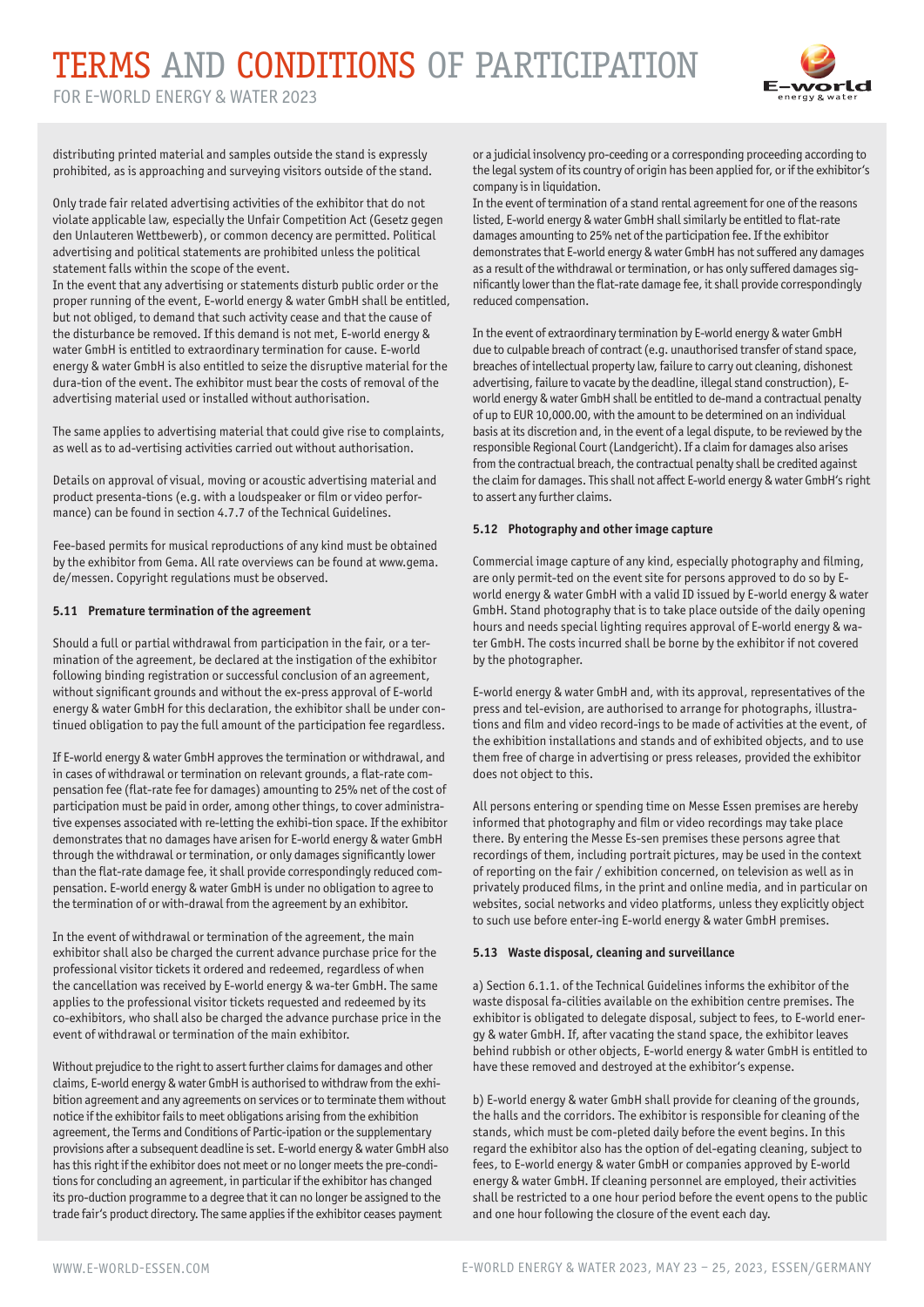distributing printed material and samples outside the stand is expressly prohibited, as is approaching and surveying visitors outside of the stand.

Only trade fair related advertising activities of the exhibitor that do not violate applicable law, especially the Unfair Competition Act (Gesetz gegen den Unlauteren Wettbewerb), or common decency are permitted. Political advertising and political statements are prohibited unless the political statement falls within the scope of the event.
In the event that any advertising or statements disturb public order or the proper running of the event, E-world energy & water GmbH shall be entitled, but not obliged, to demand that such activity cease and that the cause of the disturbance be removed. If this demand is not met, E-world energy & water GmbH is entitled to extraordinary termination for cause. E-world energy & water GmbH is also entitled to seize the disruptive material for the dura-tion of the event. The exhibitor must bear the costs of removal of the advertising material used or installed without authorisation.

The same applies to advertising material that could give rise to complaints, as well as to ad-vertising activities carried out without authorisation.

Details on approval of visual, moving or acoustic advertising material and product presenta-tions (e.g. with a loudspeaker or film or video performance) can be found in section 4.7.7 of the Technical Guidelines.

Fee-based permits for musical reproductions of any kind must be obtained by the exhibitor from Gema. All rate overviews can be found at www.gema.de/messen. Copyright regulations must be observed.

#### 5.11 Premature termination of the agreement

Should a full or partial withdrawal from participation in the fair, or a termination of the agreement, be declared at the instigation of the exhibitor following binding registration or successful conclusion of an agreement, without significant grounds and without the ex-press approval of E-world energy & water GmbH for this declaration, the exhibitor shall be under continued obligation to pay the full amount of the participation fee regardless.

If E-world energy & water GmbH approves the termination or withdrawal, and in cases of withdrawal or termination on relevant grounds, a flat-rate compensation fee (flat-rate fee for damages) amounting to 25% net of the cost of participation must be paid in order, among other things, to cover administrative expenses associated with re-letting the exhibi-tion space. If the exhibitor demonstrates that no damages have arisen for E-world energy & water GmbH through the withdrawal or termination, or only damages significantly lower than the flat-rate damage fee, it shall provide correspondingly reduced compensation. E-world energy & water GmbH is under no obligation to agree to the termination of or with-drawal from the agreement by an exhibitor.

In the event of withdrawal or termination of the agreement, the main exhibitor shall also be charged the current advance purchase price for the professional visitor tickets it ordered and redeemed, regardless of when the cancellation was received by E-world energy & wa-ter GmbH. The same applies to the professional visitor tickets requested and redeemed by its co-exhibitors, who shall also be charged the advance purchase price in the event of withdrawal or termination of the main exhibitor.

Without prejudice to the right to assert further claims for damages and other claims, E-world energy & water GmbH is authorised to withdraw from the exhibition agreement and any agreements on services or to terminate them without notice if the exhibitor fails to meet obligations arising from the exhibition agreement, the Terms and Conditions of Partic-ipation or the supplementary provisions after a subsequent deadline is set. E-world energy & water GmbH also has this right if the exhibitor does not meet or no longer meets the pre-conditions for concluding an agreement, in particular if the exhibitor has changed its pro-duction programme to a degree that it can no longer be assigned to the trade fair's product directory. The same applies if the exhibitor ceases payment or a judicial insolvency pro-ceeding or a corresponding proceeding according to the legal system of its country of origin has been applied for, or if the exhibitor's company is in liquidation.
In the event of termination of a stand rental agreement for one of the reasons listed, E-world energy & water GmbH shall similarly be entitled to flat-rate damages amounting to 25% net of the participation fee. If the exhibitor demonstrates that E-world energy & water GmbH has not suffered any damages as a result of the withdrawal or termination, or has only suffered damages sig-nificantly lower than the flat-rate damage fee, it shall provide correspondingly reduced compensation.

In the event of extraordinary termination by E-world energy & water GmbH due to culpable breach of contract (e.g. unauthorised transfer of stand space, breaches of intellectual property law, failure to carry out cleaning, dishonest advertising, failure to vacate by the deadline, illegal stand construction), E-world energy & water GmbH shall be entitled to de-mand a contractual penalty of up to EUR 10,000.00, with the amount to be determined on an individual basis at its discretion and, in the event of a legal dispute, to be reviewed by the responsible Regional Court (Landgericht). If a claim for damages also arises from the contractual breach, the contractual penalty shall be credited against the claim for damages. This shall not affect E-world energy & water GmbH's right to assert any further claims.

#### 5.12 Photography and other image capture

Commercial image capture of any kind, especially photography and filming, are only permit-ted on the event site for persons approved to do so by E-world energy & water GmbH with a valid ID issued by E-world energy & water GmbH. Stand photography that is to take place outside of the daily opening hours and needs special lighting requires approval of E-world energy & water GmbH. The costs incurred shall be borne by the exhibitor if not covered by the photographer.

E-world energy & water GmbH and, with its approval, representatives of the press and tel-evision, are authorised to arrange for photographs, illustrations and film and video record-ings to be made of activities at the event, of the exhibition installations and stands and of exhibited objects, and to use them free of charge in advertising or press releases, provided the exhibitor does not object to this.

All persons entering or spending time on Messe Essen premises are hereby informed that photography and film or video recordings may take place there. By entering the Messe Es-sen premises these persons agree that recordings of them, including portrait pictures, may be used in the context of reporting on the fair / exhibition concerned, on television as well as in privately produced films, in the print and online media, and in particular on websites, social networks and video platforms, unless they explicitly object to such use before enter-ing E-world energy & water GmbH premises.

#### 5.13 Waste disposal, cleaning and surveillance

a) Section 6.1.1. of the Technical Guidelines informs the exhibitor of the waste disposal fa-cilities available on the exhibition centre premises. The exhibitor is obligated to delegate disposal, subject to fees, to E-world energy & water GmbH. If, after vacating the stand space, the exhibitor leaves behind rubbish or other objects, E-world energy & water GmbH is entitled to have these removed and destroyed at the exhibitor's expense.

b) E-world energy & water GmbH shall provide for cleaning of the grounds, the halls and the corridors. The exhibitor is responsible for cleaning of the stands, which must be com-pleted daily before the event begins. In this regard the exhibitor also has the option of del-egating cleaning, subject to fees, to E-world energy & water GmbH or companies approved by E-world energy & water GmbH. If cleaning personnel are employed, their activities shall be restricted to a one hour period before the event opens to the public and one hour following the closure of the event each day.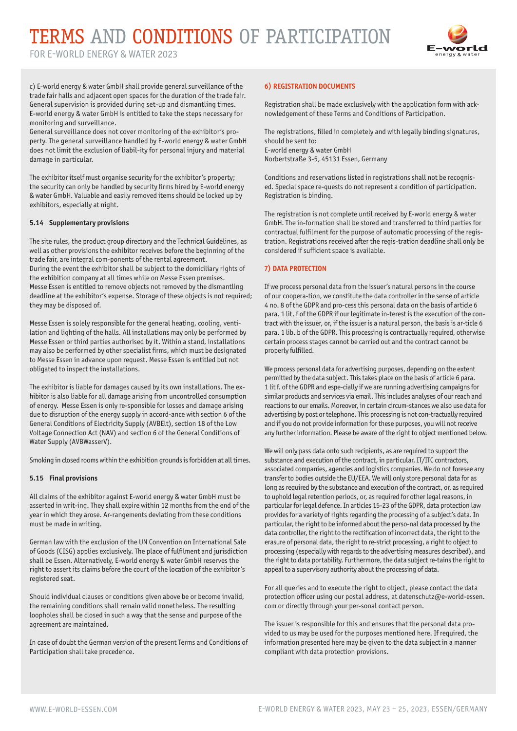c) E-world energy & water GmbH shall provide general surveillance of the trade fair halls and adjacent open spaces for the duration of the trade fair. General supervision is provided during set-up and dismantling times. E-world energy & water GmbH is entitled to take the steps necessary for monitoring and surveillance.
General surveillance does not cover monitoring of the exhibitor's property. The general surveillance handled by E-world energy & water GmbH does not limit the exclusion of liabil-ity for personal injury and material damage in particular.

The exhibitor itself must organise security for the exhibitor's property; the security can only be handled by security firms hired by E-world energy & water GmbH. Valuable and easily removed items should be locked up by exhibitors, especially at night.

**5.14 Supplementary provisions**

The site rules, the product group directory and the Technical Guidelines, as well as other provisions the exhibitor receives before the beginning of the trade fair, are integral com-ponents of the rental agreement.
During the event the exhibitor shall be subject to the domiciliary rights of the exhibition company at all times while on Messe Essen premises.
Messe Essen is entitled to remove objects not removed by the dismantling deadline at the exhibitor's expense. Storage of these objects is not required; they may be disposed of.

Messe Essen is solely responsible for the general heating, cooling, ventilation and lighting of the halls. All installations may only be performed by Messe Essen or third parties authorised by it. Within a stand, installations may also be performed by other specialist firms, which must be designated to Messe Essen in advance upon request. Messe Essen is entitled but not obligated to inspect the installations.

The exhibitor is liable for damages caused by its own installations. The exhibitor is also liable for all damage arising from uncontrolled consumption of energy. Messe Essen is only re-sponsible for losses and damage arising due to disruption of the energy supply in accord-ance with section 6 of the General Conditions of Electricity Supply (AVBElt), section 18 of the Low Voltage Connection Act (NAV) and section 6 of the General Conditions of Water Supply (AVBWasserV).

Smoking in closed rooms within the exhibition grounds is forbidden at all times.

**5.15 Final provisions**

All claims of the exhibitor against E-world energy & water GmbH must be asserted in writ-ing. They shall expire within 12 months from the end of the year in which they arose. Ar-rangements deviating from these conditions must be made in writing.

German law with the exclusion of the UN Convention on International Sale of Goods (CISG) applies exclusively. The place of fulfilment and jurisdiction shall be Essen. Alternatively, E-world energy & water GmbH reserves the right to assert its claims before the court of the location of the exhibitor's registered seat.

Should individual clauses or conditions given above be or become invalid, the remaining conditions shall remain valid nonetheless. The resulting loopholes shall be closed in such a way that the sense and purpose of the agreement are maintained.

In case of doubt the German version of the present Terms and Conditions of Participation shall take precedence.

## 6) REGISTRATION DOCUMENTS

Registration shall be made exclusively with the application form with acknowledgement of these Terms and Conditions of Participation.

The registrations, filled in completely and with legally binding signatures, should be sent to:
E-world energy & water GmbH
Norbertstraße 3-5, 45131 Essen, Germany

Conditions and reservations listed in registrations shall not be recognised. Special space re-quests do not represent a condition of participation. Registration is binding.

The registration is not complete until received by E-world energy & water GmbH. The in-formation shall be stored and transferred to third parties for contractual fulfilment for the purpose of automatic processing of the registration. Registrations received after the regis-tration deadline shall only be considered if sufficient space is available.

## 7) DATA PROTECTION

If we process personal data from the issuer's natural persons in the course of our coopera-tion, we constitute the data controller in the sense of article 4 no. 8 of the GDPR and pro-cess this personal data on the basis of article 6 para. 1 lit. f of the GDPR if our legitimate in-terest is the execution of the contract with the issuer, or, if the issuer is a natural person, the basis is ar-ticle 6 para. 1 lib. b of the GDPR. This processing is contractually required, otherwise certain process stages cannot be carried out and the contract cannot be properly fulfilled.

We process personal data for advertising purposes, depending on the extent permitted by the data subject. This takes place on the basis of article 6 para. 1 lit f. of the GDPR and espe-cially if we are running advertising campaigns for similar products and services via email. This includes analyses of our reach and reactions to our emails. Moreover, in certain circum-stances we also use data for advertising by post or telephone. This processing is not con-tractually required and if you do not provide information for these purposes, you will not receive any further information. Please be aware of the right to object mentioned below.

We will only pass data onto such recipients, as are required to support the substance and execution of the contract, in particular, IT/ITC contractors, associated companies, agencies and logistics companies. We do not foresee any transfer to bodies outside the EU/EEA. We will only store personal data for as long as required by the substance and execution of the contract, or, as required to uphold legal retention periods, or, as required for other legal reasons, in particular for legal defence. In articles 15-23 of the GDPR, data protection law provides for a variety of rights regarding the processing of a subject's data. In particular, the right to be informed about the perso-nal data processed by the data controller, the right to the rectification of incorrect data, the right to the erasure of personal data, the right to re-strict processing, a right to object to processing (especially with regards to the advertising measures described), and the right to data portability. Furthermore, the data subject re-tains the right to appeal to a supervisory authority about the processing of data.

For all queries and to execute the right to object, please contact the data protection officer using our postal address, at datenschutz@e-world-essen.com or directly through your per-sonal contact person.

The issuer is responsible for this and ensures that the personal data provided to us may be used for the purposes mentioned here. If required, the information presented here may be given to the data subject in a manner compliant with data protection provisions.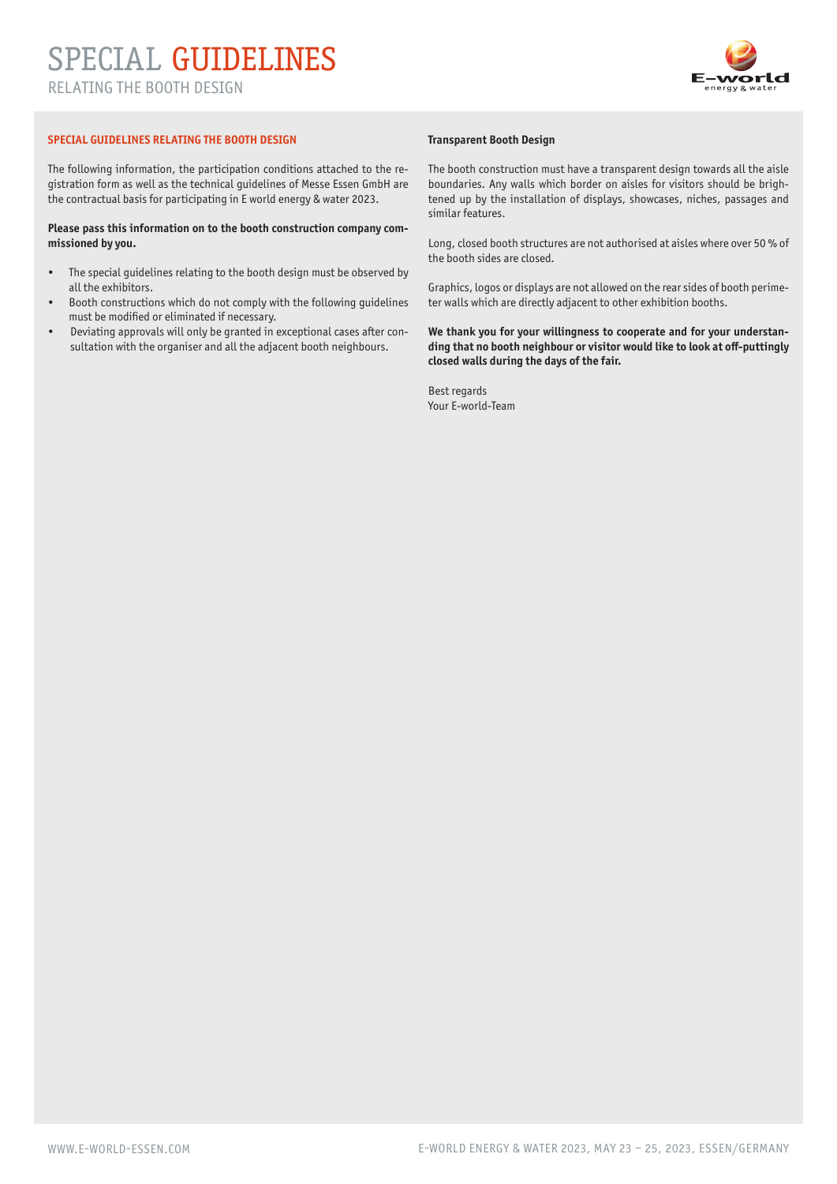# SPECIAL GUIDELINES

RELATING THE BOOTH DESIGN

## SPECIAL GUIDELINES RELATING THE BOOTH DESIGN

The following information, the participation conditions attached to the registration form as well as the technical guidelines of Messe Essen GmbH are the contractual basis for participating in E world energy & water 2023.

**Please pass this information on to the booth construction company commissioned by you.**

- The special guidelines relating to the booth design must be observed by all the exhibitors.
- Booth constructions which do not comply with the following guidelines must be modified or eliminated if necessary.
- Deviating approvals will only be granted in exceptional cases after consultation with the organiser and all the adjacent booth neighbours.

### Transparent Booth Design

The booth construction must have a transparent design towards all the aisle boundaries. Any walls which border on aisles for visitors should be brightened up by the installation of displays, showcases, niches, passages and similar features.

Long, closed booth structures are not authorised at aisles where over 50 % of the booth sides are closed.

Graphics, logos or displays are not allowed on the rear sides of booth perimeter walls which are directly adjacent to other exhibition booths.

**We thank you for your willingness to cooperate and for your understanding that no booth neighbour or visitor would like to look at off-puttingly closed walls during the days of the fair.**

Best regards
Your E-world-Team